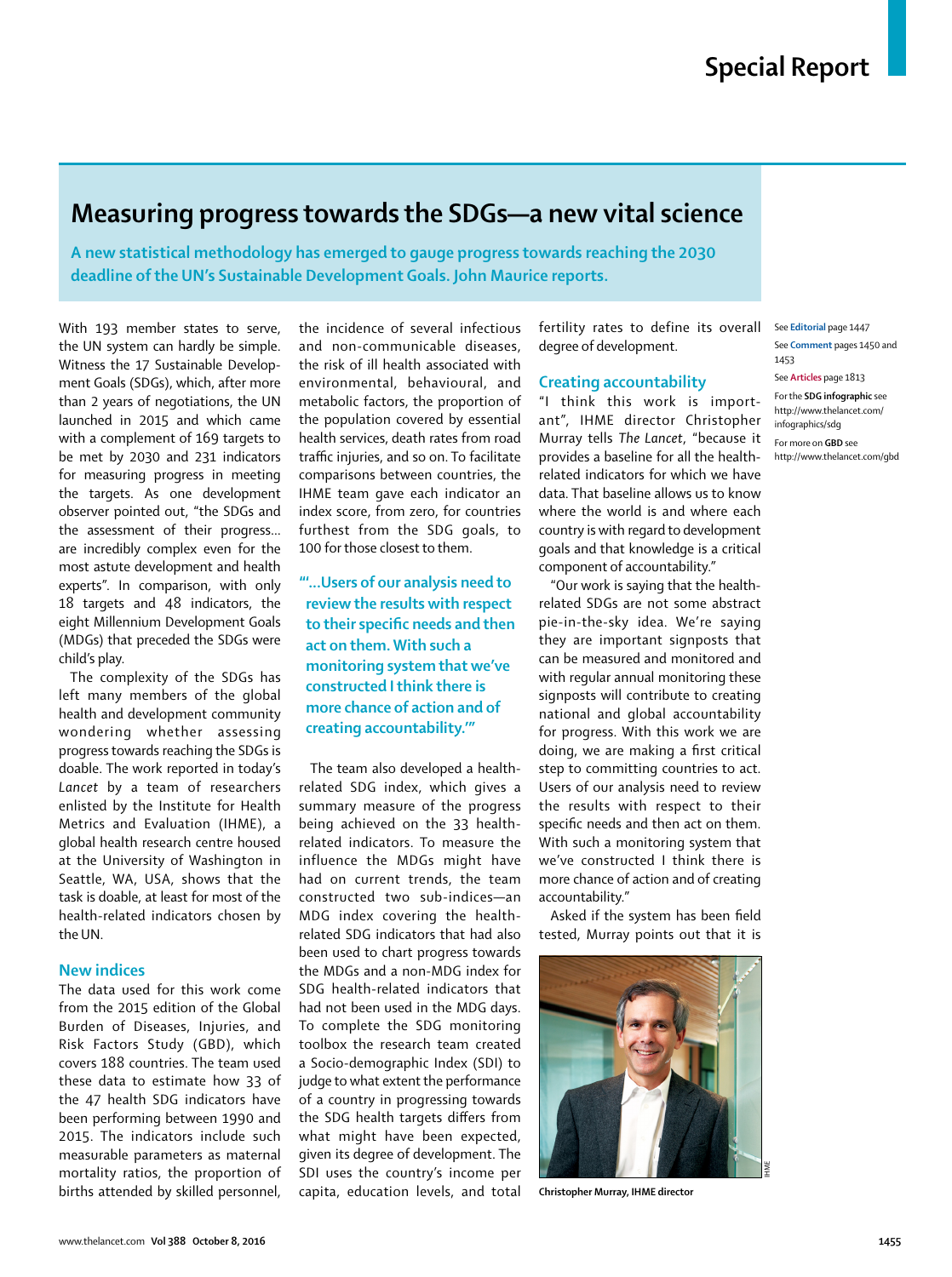# Measuring progress towards the SDGs—a new vital science

**A new statistical methodology has emerged to gauge progress towards reaching the 2030 deadline of the UN's Sustainable Development Goals. John Maurice reports.**

See **Editorial** page 1447

See **Comment** pages 1450 and 1453

See **Articles** page 1813

For the **SDG infographic** see http://www.thelancet.com/infographics/sdg

For more on **GBD** see http://www.thelancet.com/gbd

With 193 member states to serve, the UN system can hardly be simple. Witness the 17 Sustainable Development Goals (SDGs), which, after more than 2 years of negotiations, the UN launched in 2015 and which came with a complement of 169 targets to be met by 2030 and 231 indicators for measuring progress in meeting the targets. As one development observer pointed out, "the SDGs and the assessment of their progress... are incredibly complex even for the most astute development and health experts". In comparison, with only 18 targets and 48 indicators, the eight Millennium Development Goals (MDGs) that preceded the SDGs were child's play.

The complexity of the SDGs has left many members of the global health and development community wondering whether assessing progress towards reaching the SDGs is doable. The work reported in today's *Lancet* by a team of researchers enlisted by the Institute for Health Metrics and Evaluation (IHME), a global health research centre housed at the University of Washington in Seattle, WA, USA, shows that the task is doable, at least for most of the health-related indicators chosen by the UN.

## New indices

The data used for this work come from the 2015 edition of the Global Burden of Diseases, Injuries, and Risk Factors Study (GBD), which covers 188 countries. The team used these data to estimate how 33 of the 47 health SDG indicators have been performing between 1990 and 2015. The indicators include such measurable parameters as maternal mortality ratios, the proportion of births attended by skilled personnel, the incidence of several infectious and non-communicable diseases, the risk of ill health associated with environmental, behavioural, and metabolic factors, the proportion of the population covered by essential health services, death rates from road traffic injuries, and so on. To facilitate comparisons between countries, the IHME team gave each indicator an index score, from zero, for countries furthest from the SDG goals, to 100 for those closest to them.

> **"'...Users of our analysis need to review the results with respect to their specific needs and then act on them. With such a monitoring system that we've constructed I think there is more chance of action and of creating accountability.'"**

The team also developed a health-related SDG index, which gives a summary measure of the progress being achieved on the 33 health-related indicators. To measure the influence the MDGs might have had on current trends, the team constructed two sub-indices—an MDG index covering the health-related SDG indicators that had also been used to chart progress towards the MDGs and a non-MDG index for SDG health-related indicators that had not been used in the MDG days. To complete the SDG monitoring toolbox the research team created a Socio-demographic Index (SDI) to judge to what extent the performance of a country in progressing towards the SDG health targets differs from what might have been expected, given its degree of development. The SDI uses the country's income per capita, education levels, and total fertility rates to define its overall degree of development.

## Creating accountability

"I think this work is important", IHME director Christopher Murray tells *The Lancet*, "because it provides a baseline for all the health-related indicators for which we have data. That baseline allows us to know where the world is and where each country is with regard to development goals and that knowledge is a critical component of accountability."

"Our work is saying that the health-related SDGs are not some abstract pie-in-the-sky idea. We're saying they are important signposts that can be measured and monitored and with regular annual monitoring these signposts will contribute to creating national and global accountability for progress. With this work we are doing, we are making a first critical step to committing countries to act. Users of our analysis need to review the results with respect to their specific needs and then act on them. With such a monitoring system that we've constructed I think there is more chance of action and of creating accountability."

Asked if the system has been field tested, Murray points out that it is

IHME

Christopher Murray, IHME director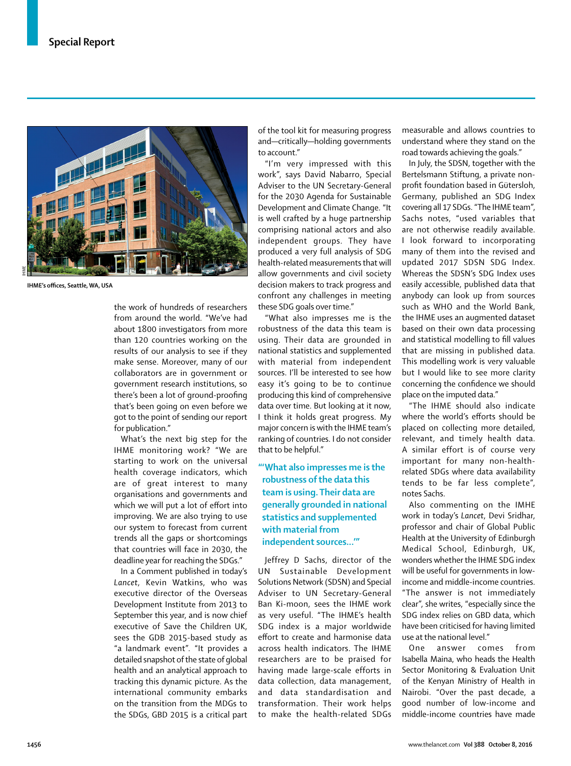IHME's offices, Seattle, WA, USA

the work of hundreds of researchers from around the world. "We've had about 1800 investigators from more than 120 countries working on the results of our analysis to see if they make sense. Moreover, many of our collaborators are in government or government research institutions, so there's been a lot of ground-proofing that's been going on even before we got to the point of sending our report for publication."

What's the next big step for the IHME monitoring work? "We are starting to work on the universal health coverage indicators, which are of great interest to many organisations and governments and which we will put a lot of effort into improving. We are also trying to use our system to forecast from current trends all the gaps or shortcomings that countries will face in 2030, the deadline year for reaching the SDGs."

In a Comment published in today's *Lancet*, Kevin Watkins, who was executive director of the Overseas Development Institute from 2013 to September this year, and is now chief executive of Save the Children UK, sees the GDB 2015-based study as "a landmark event". "It provides a detailed snapshot of the state of global health and an analytical approach to tracking this dynamic picture. As the international community embarks on the transition from the MDGs to the SDGs, GBD 2015 is a critical part of the tool kit for measuring progress and—critically—holding governments to account."

"I'm very impressed with this work", says David Nabarro, Special Adviser to the UN Secretary-General for the 2030 Agenda for Sustainable Development and Climate Change. "It is well crafted by a huge partnership comprising national actors and also independent groups. They have produced a very full analysis of SDG health-related measurements that will allow governments and civil society decision makers to track progress and confront any challenges in meeting these SDG goals over time."

"What also impresses me is the robustness of the data this team is using. Their data are grounded in national statistics and supplemented with material from independent sources. I'll be interested to see how easy it's going to be to continue producing this kind of comprehensive data over time. But looking at it now, I think it holds great progress. My major concern is with the IHME team's ranking of countries. I do not consider that to be helpful."

**"'What also impresses me is the robustness of the data this team is using. Their data are generally grounded in national statistics and supplemented with material from independent sources...'"**

Jeffrey D Sachs, director of the UN Sustainable Development Solutions Network (SDSN) and Special Adviser to UN Secretary-General Ban Ki-moon, sees the IHME work as very useful. "The IHME's health SDG index is a major worldwide effort to create and harmonise data across health indicators. The IHME researchers are to be praised for having made large-scale efforts in data collection, data management, and data standardisation and transformation. Their work helps to make the health-related SDGs measurable and allows countries to understand where they stand on the road towards achieving the goals."

In July, the SDSN, together with the Bertelsmann Stiftung, a private non-profit foundation based in Gütersloh, Germany, published an SDG Index covering all 17 SDGs. "The IHME team", Sachs notes, "used variables that are not otherwise readily available. I look forward to incorporating many of them into the revised and updated 2017 SDSN SDG Index. Whereas the SDSN's SDG Index uses easily accessible, published data that anybody can look up from sources such as WHO and the World Bank, the IHME uses an augmented dataset based on their own data processing and statistical modelling to fill values that are missing in published data. This modelling work is very valuable but I would like to see more clarity concerning the confidence we should place on the imputed data."

"The IHME should also indicate where the world's efforts should be placed on collecting more detailed, relevant, and timely health data. A similar effort is of course very important for many non-health-related SDGs where data availability tends to be far less complete", notes Sachs.

Also commenting on the IMHE work in today's *Lancet*, Devi Sridhar, professor and chair of Global Public Health at the University of Edinburgh Medical School, Edinburgh, UK, wonders whether the IHME SDG index will be useful for governments in low-income and middle-income countries. "The answer is not immediately clear", she writes, "especially since the SDG index relies on GBD data, which have been criticised for having limited use at the national level."

One answer comes from Isabella Maina, who heads the Health Sector Monitoring & Evaluation Unit of the Kenyan Ministry of Health in Nairobi. "Over the past decade, a good number of low-income and middle-income countries have made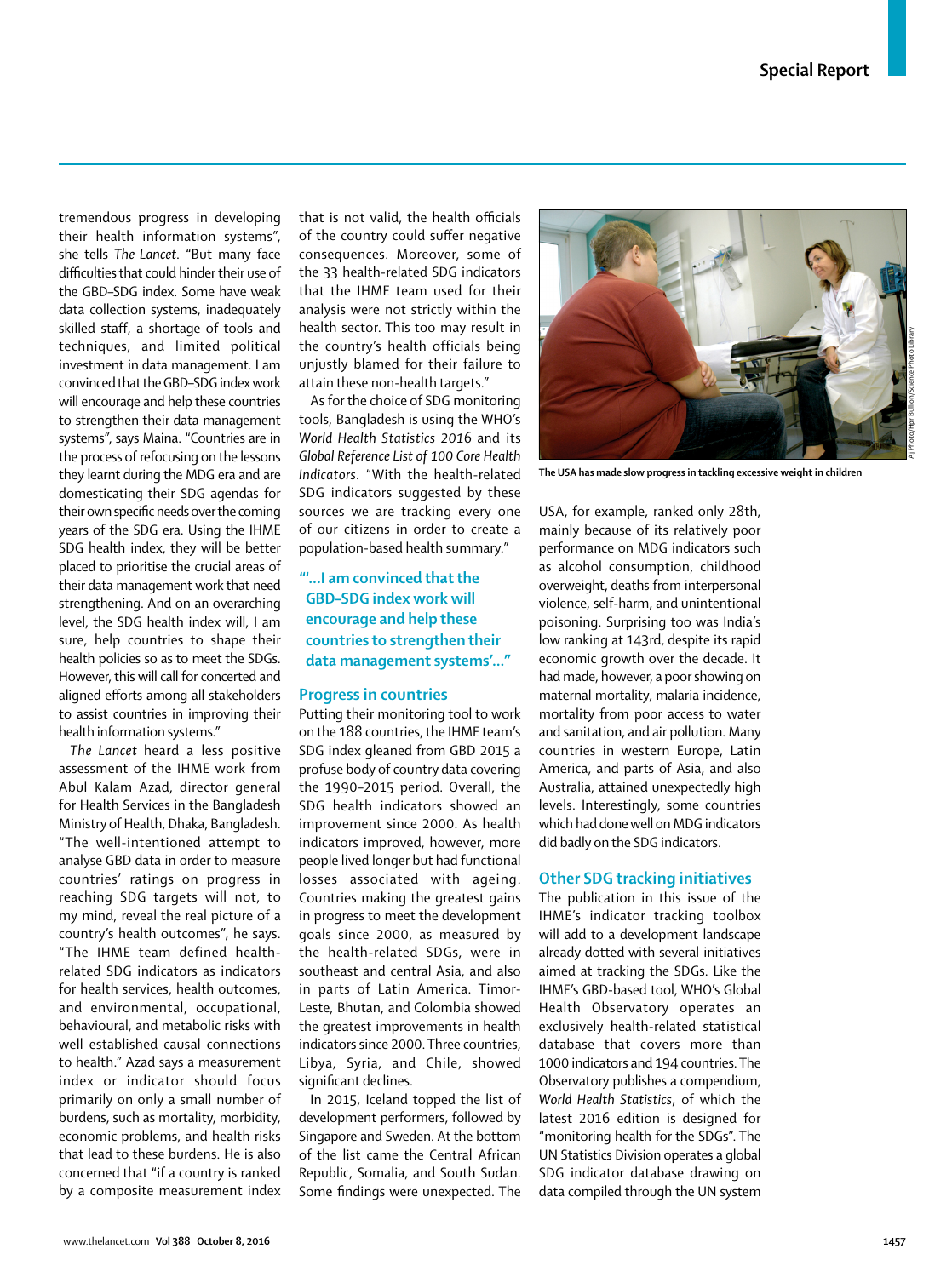tremendous progress in developing their health information systems", she tells *The Lancet*. "But many face difficulties that could hinder their use of the GBD–SDG index. Some have weak data collection systems, inadequately skilled staff, a shortage of tools and techniques, and limited political investment in data management. I am convinced that the GBD–SDG index work will encourage and help these countries to strengthen their data management systems", says Maina. "Countries are in the process of refocusing on the lessons they learnt during the MDG era and are domesticating their SDG agendas for their own specific needs over the coming years of the SDG era. Using the IHME SDG health index, they will be better placed to prioritise the crucial areas of their data management work that need strengthening. And on an overarching level, the SDG health index will, I am sure, help countries to shape their health policies so as to meet the SDGs. However, this will call for concerted and aligned efforts among all stakeholders to assist countries in improving their health information systems."

*The Lancet* heard a less positive assessment of the IHME work from Abul Kalam Azad, director general for Health Services in the Bangladesh Ministry of Health, Dhaka, Bangladesh. "The well-intentioned attempt to analyse GBD data in order to measure countries' ratings on progress in reaching SDG targets will not, to my mind, reveal the real picture of a country's health outcomes", he says. "The IHME team defined health-related SDG indicators as indicators for health services, health outcomes, and environmental, occupational, behavioural, and metabolic risks with well established causal connections to health." Azad says a measurement index or indicator should focus primarily on only a small number of burdens, such as mortality, morbidity, economic problems, and health risks that lead to these burdens. He is also concerned that "if a country is ranked by a composite measurement index that is not valid, the health officials of the country could suffer negative consequences. Moreover, some of the 33 health-related SDG indicators that the IHME team used for their analysis were not strictly within the health sector. This too may result in the country's health officials being unjustly blamed for their failure to attain these non-health targets."

As for the choice of SDG monitoring tools, Bangladesh is using the WHO's *World Health Statistics 2016* and its *Global Reference List of 100 Core Health Indicators*. "With the health-related SDG indicators suggested by these sources we are tracking every one of our citizens in order to create a population-based health summary."

**"'...I am convinced that the GBD–SDG index work will encourage and help these countries to strengthen their data management systems'..."**

## Progress in countries

Putting their monitoring tool to work on the 188 countries, the IHME team's SDG index gleaned from GBD 2015 a profuse body of country data covering the 1990–2015 period. Overall, the SDG health indicators showed an improvement since 2000. As health indicators improved, however, more people lived longer but had functional losses associated with ageing. Countries making the greatest gains in progress to meet the development goals since 2000, as measured by the health-related SDGs, were in southeast and central Asia, and also in parts of Latin America. Timor-Leste, Bhutan, and Colombia showed the greatest improvements in health indicators since 2000. Three countries, Libya, Syria, and Chile, showed significant declines.

In 2015, Iceland topped the list of development performers, followed by Singapore and Sweden. At the bottom of the list came the Central African Republic, Somalia, and South Sudan. Some findings were unexpected. The USA, for example, ranked only 28th, mainly because of its relatively poor performance on MDG indicators such as alcohol consumption, childhood overweight, deaths from interpersonal violence, self-harm, and unintentional poisoning. Surprising too was India's low ranking at 143rd, despite its rapid economic growth over the decade. It had made, however, a poor showing on maternal mortality, malaria incidence, mortality from poor access to water and sanitation, and air pollution. Many countries in western Europe, Latin America, and parts of Asia, and also Australia, attained unexpectedly high levels. Interestingly, some countries which had done well on MDG indicators did badly on the SDG indicators.

Aj Photo/Hpr Bullion/Science Photo Library

The USA has made slow progress in tackling excessive weight in children

## Other SDG tracking initiatives

The publication in this issue of the IHME's indicator tracking toolbox will add to a development landscape already dotted with several initiatives aimed at tracking the SDGs. Like the IHME's GBD-based tool, WHO's Global Health Observatory operates an exclusively health-related statistical database that covers more than 1000 indicators and 194 countries. The Observatory publishes a compendium, *World Health Statistics*, of which the latest 2016 edition is designed for "monitoring health for the SDGs". The UN Statistics Division operates a global SDG indicator database drawing on data compiled through the UN system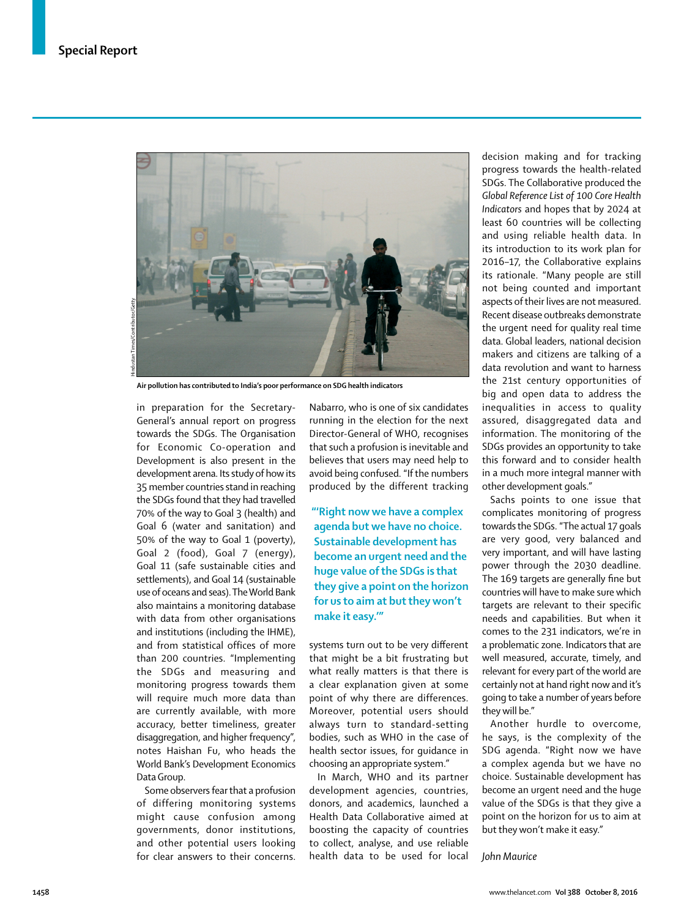Air pollution has contributed to India's poor performance on SDG health indicators

in preparation for the Secretary-General's annual report on progress towards the SDGs. The Organisation for Economic Co-operation and Development is also present in the development arena. Its study of how its 35 member countries stand in reaching the SDGs found that they had travelled 70% of the way to Goal 3 (health) and Goal 6 (water and sanitation) and 50% of the way to Goal 1 (poverty), Goal 2 (food), Goal 7 (energy), Goal 11 (safe sustainable cities and settlements), and Goal 14 (sustainable use of oceans and seas). The World Bank also maintains a monitoring database with data from other organisations and institutions (including the IHME), and from statistical offices of more than 200 countries. "Implementing the SDGs and measuring and monitoring progress towards them will require much more data than are currently available, with more accuracy, better timeliness, greater disaggregation, and higher frequency", notes Haishan Fu, who heads the World Bank's Development Economics Data Group.

Some observers fear that a profusion of differing monitoring systems might cause confusion among governments, donor institutions, and other potential users looking for clear answers to their concerns. Nabarro, who is one of six candidates running in the election for the next Director-General of WHO, recognises that such a profusion is inevitable and believes that users may need help to avoid being confused. "If the numbers produced by the different tracking systems turn out to be very different that might be a bit frustrating but what really matters is that there is a clear explanation given at some point of why there are differences. Moreover, potential users should always turn to standard-setting bodies, such as WHO in the case of health sector issues, for guidance in choosing an appropriate system."

**"'Right now we have a complex agenda but we have no choice. Sustainable development has become an urgent need and the huge value of the SDGs is that they give a point on the horizon for us to aim at but they won't make it easy.'"**

In March, WHO and its partner development agencies, countries, donors, and academics, launched a Health Data Collaborative aimed at boosting the capacity of countries to collect, analyse, and use reliable health data to be used for local decision making and for tracking progress towards the health-related SDGs. The Collaborative produced the *Global Reference List of 100 Core Health Indicators* and hopes that by 2024 at least 60 countries will be collecting and using reliable health data. In its introduction to its work plan for 2016–17, the Collaborative explains its rationale. "Many people are still not being counted and important aspects of their lives are not measured. Recent disease outbreaks demonstrate the urgent need for quality real time data. Global leaders, national decision makers and citizens are talking of a data revolution and want to harness the 21st century opportunities of big and open data to address the inequalities in access to quality assured, disaggregated data and information. The monitoring of the SDGs provides an opportunity to take this forward and to consider health in a much more integral manner with other development goals."

Sachs points to one issue that complicates monitoring of progress towards the SDGs. "The actual 17 goals are very good, very balanced and very important, and will have lasting power through the 2030 deadline. The 169 targets are generally fine but countries will have to make sure which targets are relevant to their specific needs and capabilities. But when it comes to the 231 indicators, we're in a problematic zone. Indicators that are well measured, accurate, timely, and relevant for every part of the world are certainly not at hand right now and it's going to take a number of years before they will be."

Another hurdle to overcome, he says, is the complexity of the SDG agenda. "Right now we have a complex agenda but we have no choice. Sustainable development has become an urgent need and the huge value of the SDGs is that they give a point on the horizon for us to aim at but they won't make it easy."

*John Maurice*